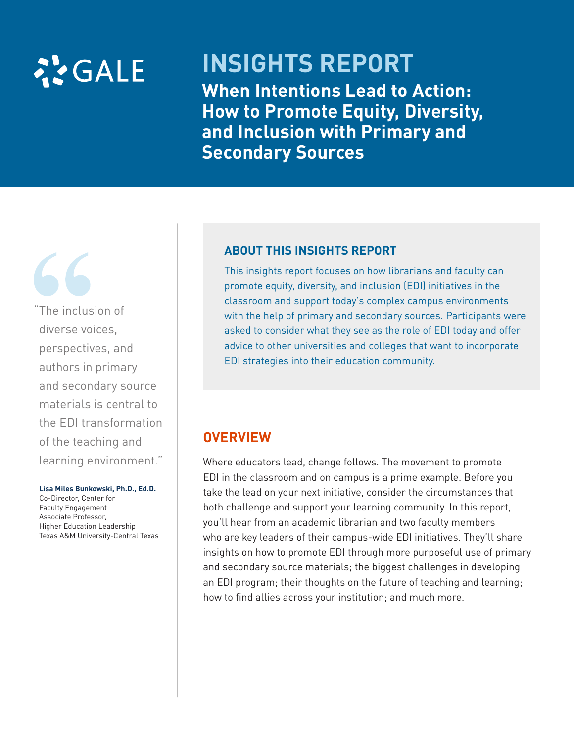GALE

# INSIGHTS REPORT

## When Intentions Lead to Action: How to Promote Equity, Diversity, and Inclusion with Primary and Secondary Sources

"The inclusion of diverse voices, perspectives, and authors in primary and secondary source materials is central to the EDI transformation of the teaching and learning environment."

**Lisa Miles Bunkowski, Ph.D., Ed.D.**
Co-Director, Center for Faculty Engagement
Associate Professor, Higher Education Leadership
Texas A&M University-Central Texas

### ABOUT THIS INSIGHTS REPORT

This insights report focuses on how librarians and faculty can promote equity, diversity, and inclusion (EDI) initiatives in the classroom and support today's complex campus environments with the help of primary and secondary sources. Participants were asked to consider what they see as the role of EDI today and offer advice to other universities and colleges that want to incorporate EDI strategies into their education community.

### OVERVIEW

Where educators lead, change follows. The movement to promote EDI in the classroom and on campus is a prime example. Before you take the lead on your next initiative, consider the circumstances that both challenge and support your learning community. In this report, you'll hear from an academic librarian and two faculty members who are key leaders of their campus-wide EDI initiatives. They'll share insights on how to promote EDI through more purposeful use of primary and secondary source materials; the biggest challenges in developing an EDI program; their thoughts on the future of teaching and learning; how to find allies across your institution; and much more.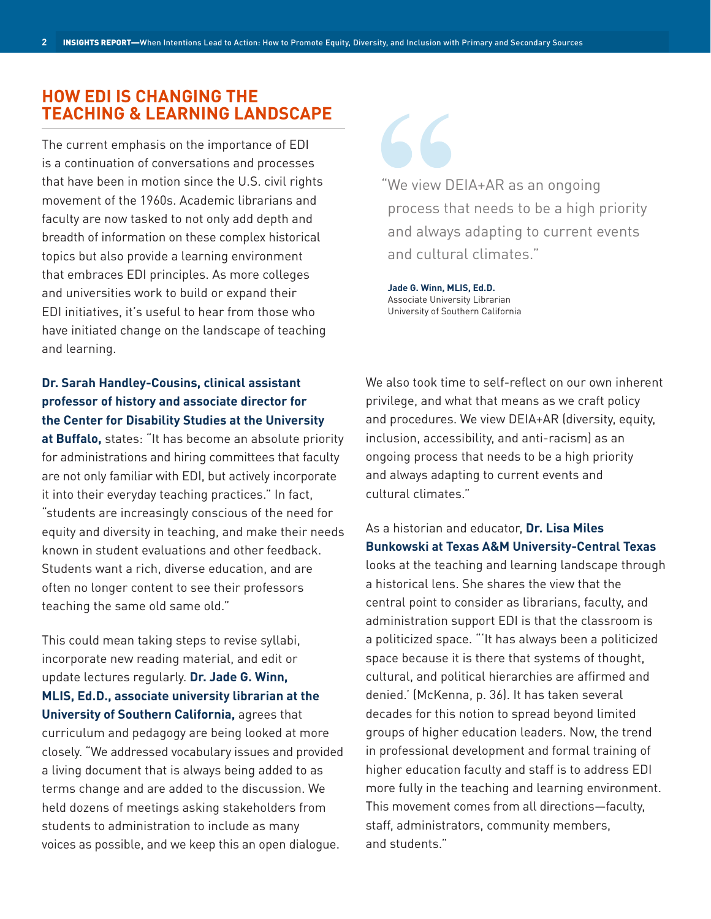## HOW EDI IS CHANGING THE TEACHING & LEARNING LANDSCAPE

The current emphasis on the importance of EDI is a continuation of conversations and processes that have been in motion since the U.S. civil rights movement of the 1960s. Academic librarians and faculty are now tasked to not only add depth and breadth of information on these complex historical topics but also provide a learning environment that embraces EDI principles. As more colleges and universities work to build or expand their EDI initiatives, it's useful to hear from those who have initiated change on the landscape of teaching and learning.

> "We view DEIA+AR as an ongoing process that needs to be a high priority and always adapting to current events and cultural climates."
>
> **Jade G. Winn, MLIS, Ed.D.**
> Associate University Librarian
> University of Southern California

**Dr. Sarah Handley-Cousins, clinical assistant professor of history and associate director for the Center for Disability Studies at the University at Buffalo,** states: "It has become an absolute priority for administrations and hiring committees that faculty are not only familiar with EDI, but actively incorporate it into their everyday teaching practices." In fact, "students are increasingly conscious of the need for equity and diversity in teaching, and make their needs known in student evaluations and other feedback. Students want a rich, diverse education, and are often no longer content to see their professors teaching the same old same old."

This could mean taking steps to revise syllabi, incorporate new reading material, and edit or update lectures regularly. **Dr. Jade G. Winn, MLIS, Ed.D., associate university librarian at the University of Southern California,** agrees that curriculum and pedagogy are being looked at more closely. "We addressed vocabulary issues and provided a living document that is always being added to as terms change and are added to the discussion. We held dozens of meetings asking stakeholders from students to administration to include as many voices as possible, and we keep this an open dialogue. We also took time to self-reflect on our own inherent privilege, and what that means as we craft policy and procedures. We view DEIA+AR (diversity, equity, inclusion, accessibility, and anti-racism) as an ongoing process that needs to be a high priority and always adapting to current events and cultural climates."

As a historian and educator, **Dr. Lisa Miles Bunkowski at Texas A&M University-Central Texas** looks at the teaching and learning landscape through a historical lens. She shares the view that the central point to consider as librarians, faculty, and administration support EDI is that the classroom is a politicized space. "'It has always been a politicized space because it is there that systems of thought, cultural, and political hierarchies are affirmed and denied.' (McKenna, p. 36). It has taken several decades for this notion to spread beyond limited groups of higher education leaders. Now, the trend in professional development and formal training of higher education faculty and staff is to address EDI more fully in the teaching and learning environment. This movement comes from all directions—faculty, staff, administrators, community members, and students."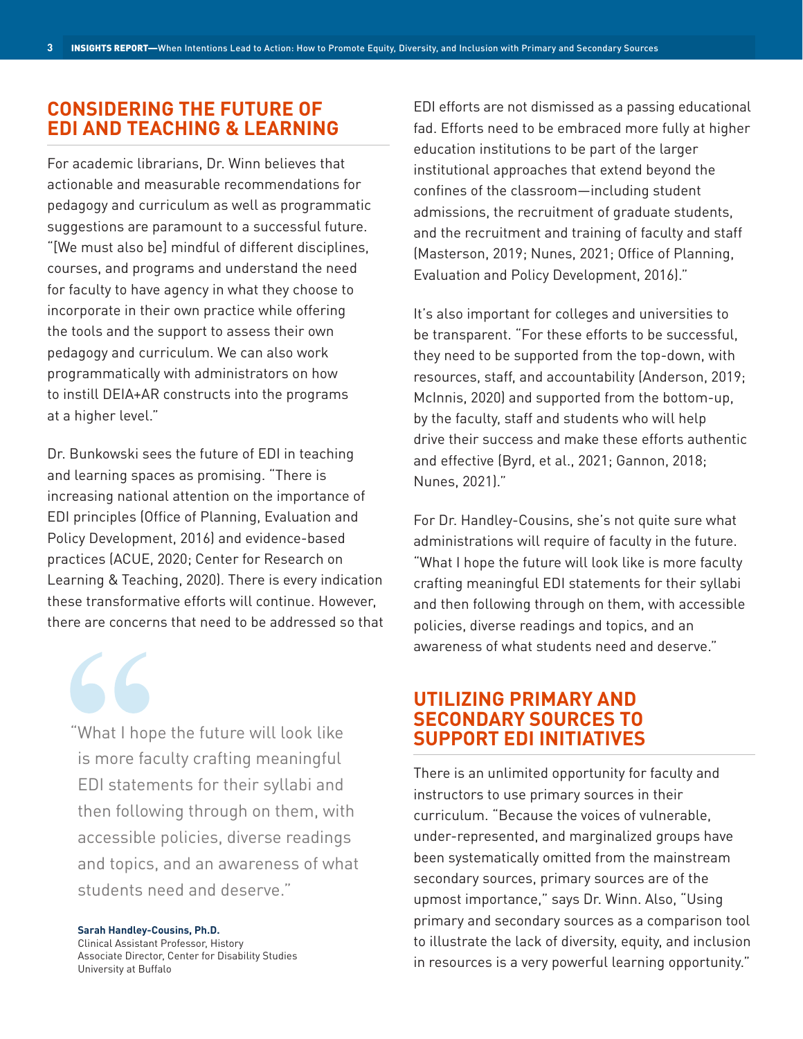## CONSIDERING THE FUTURE OF EDI AND TEACHING & LEARNING

For academic librarians, Dr. Winn believes that actionable and measurable recommendations for pedagogy and curriculum as well as programmatic suggestions are paramount to a successful future. "[We must also be] mindful of different disciplines, courses, and programs and understand the need for faculty to have agency in what they choose to incorporate in their own practice while offering the tools and the support to assess their own pedagogy and curriculum. We can also work programmatically with administrators on how to instill DEIA+AR constructs into the programs at a higher level."

Dr. Bunkowski sees the future of EDI in teaching and learning spaces as promising. "There is increasing national attention on the importance of EDI principles (Office of Planning, Evaluation and Policy Development, 2016) and evidence-based practices (ACUE, 2020; Center for Research on Learning & Teaching, 2020). There is every indication these transformative efforts will continue. However, there are concerns that need to be addressed so that EDI efforts are not dismissed as a passing educational fad. Efforts need to be embraced more fully at higher education institutions to be part of the larger institutional approaches that extend beyond the confines of the classroom—including student admissions, the recruitment of graduate students, and the recruitment and training of faculty and staff (Masterson, 2019; Nunes, 2021; Office of Planning, Evaluation and Policy Development, 2016)."

> "What I hope the future will look like is more faculty crafting meaningful EDI statements for their syllabi and then following through on them, with accessible policies, diverse readings and topics, and an awareness of what students need and deserve."
>
> **Sarah Handley-Cousins, Ph.D.**
> Clinical Assistant Professor, History
> Associate Director, Center for Disability Studies
> University at Buffalo

It's also important for colleges and universities to be transparent. "For these efforts to be successful, they need to be supported from the top-down, with resources, staff, and accountability (Anderson, 2019; McInnis, 2020) and supported from the bottom-up, by the faculty, staff and students who will help drive their success and make these efforts authentic and effective (Byrd, et al., 2021; Gannon, 2018; Nunes, 2021)."

For Dr. Handley-Cousins, she's not quite sure what administrations will require of faculty in the future. "What I hope the future will look like is more faculty crafting meaningful EDI statements for their syllabi and then following through on them, with accessible policies, diverse readings and topics, and an awareness of what students need and deserve."

## UTILIZING PRIMARY AND SECONDARY SOURCES TO SUPPORT EDI INITIATIVES

There is an unlimited opportunity for faculty and instructors to use primary sources in their curriculum. "Because the voices of vulnerable, under-represented, and marginalized groups have been systematically omitted from the mainstream secondary sources, primary sources are of the upmost importance," says Dr. Winn. Also, "Using primary and secondary sources as a comparison tool to illustrate the lack of diversity, equity, and inclusion in resources is a very powerful learning opportunity."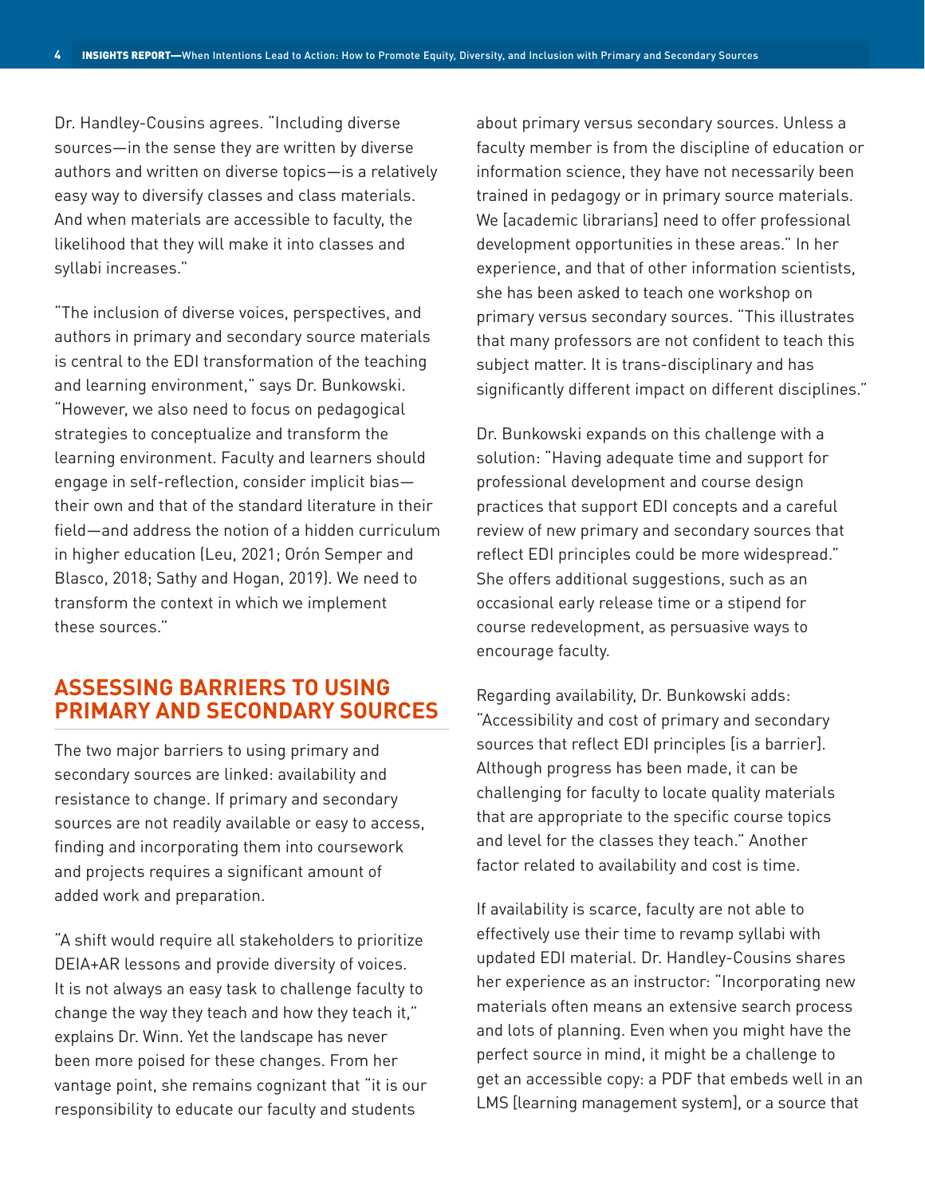Dr. Handley-Cousins agrees. "Including diverse sources—in the sense they are written by diverse authors and written on diverse topics—is a relatively easy way to diversify classes and class materials. And when materials are accessible to faculty, the likelihood that they will make it into classes and syllabi increases."

"The inclusion of diverse voices, perspectives, and authors in primary and secondary source materials is central to the EDI transformation of the teaching and learning environment," says Dr. Bunkowski. "However, we also need to focus on pedagogical strategies to conceptualize and transform the learning environment. Faculty and learners should engage in self-reflection, consider implicit bias—their own and that of the standard literature in their field—and address the notion of a hidden curriculum in higher education (Leu, 2021; Orón Semper and Blasco, 2018; Sathy and Hogan, 2019). We need to transform the context in which we implement these sources."

## ASSESSING BARRIERS TO USING PRIMARY AND SECONDARY SOURCES

The two major barriers to using primary and secondary sources are linked: availability and resistance to change. If primary and secondary sources are not readily available or easy to access, finding and incorporating them into coursework and projects requires a significant amount of added work and preparation.

"A shift would require all stakeholders to prioritize DEIA+AR lessons and provide diversity of voices. It is not always an easy task to challenge faculty to change the way they teach and how they teach it," explains Dr. Winn. Yet the landscape has never been more poised for these changes. From her vantage point, she remains cognizant that "it is our responsibility to educate our faculty and students about primary versus secondary sources. Unless a faculty member is from the discipline of education or information science, they have not necessarily been trained in pedagogy or in primary source materials. We [academic librarians] need to offer professional development opportunities in these areas." In her experience, and that of other information scientists, she has been asked to teach one workshop on primary versus secondary sources. "This illustrates that many professors are not confident to teach this subject matter. It is trans-disciplinary and has significantly different impact on different disciplines."

Dr. Bunkowski expands on this challenge with a solution: "Having adequate time and support for professional development and course design practices that support EDI concepts and a careful review of new primary and secondary sources that reflect EDI principles could be more widespread." She offers additional suggestions, such as an occasional early release time or a stipend for course redevelopment, as persuasive ways to encourage faculty.

Regarding availability, Dr. Bunkowski adds: "Accessibility and cost of primary and secondary sources that reflect EDI principles [is a barrier]. Although progress has been made, it can be challenging for faculty to locate quality materials that are appropriate to the specific course topics and level for the classes they teach." Another factor related to availability and cost is time.

If availability is scarce, faculty are not able to effectively use their time to revamp syllabi with updated EDI material. Dr. Handley-Cousins shares her experience as an instructor: "Incorporating new materials often means an extensive search process and lots of planning. Even when you might have the perfect source in mind, it might be a challenge to get an accessible copy: a PDF that embeds well in an LMS [learning management system], or a source that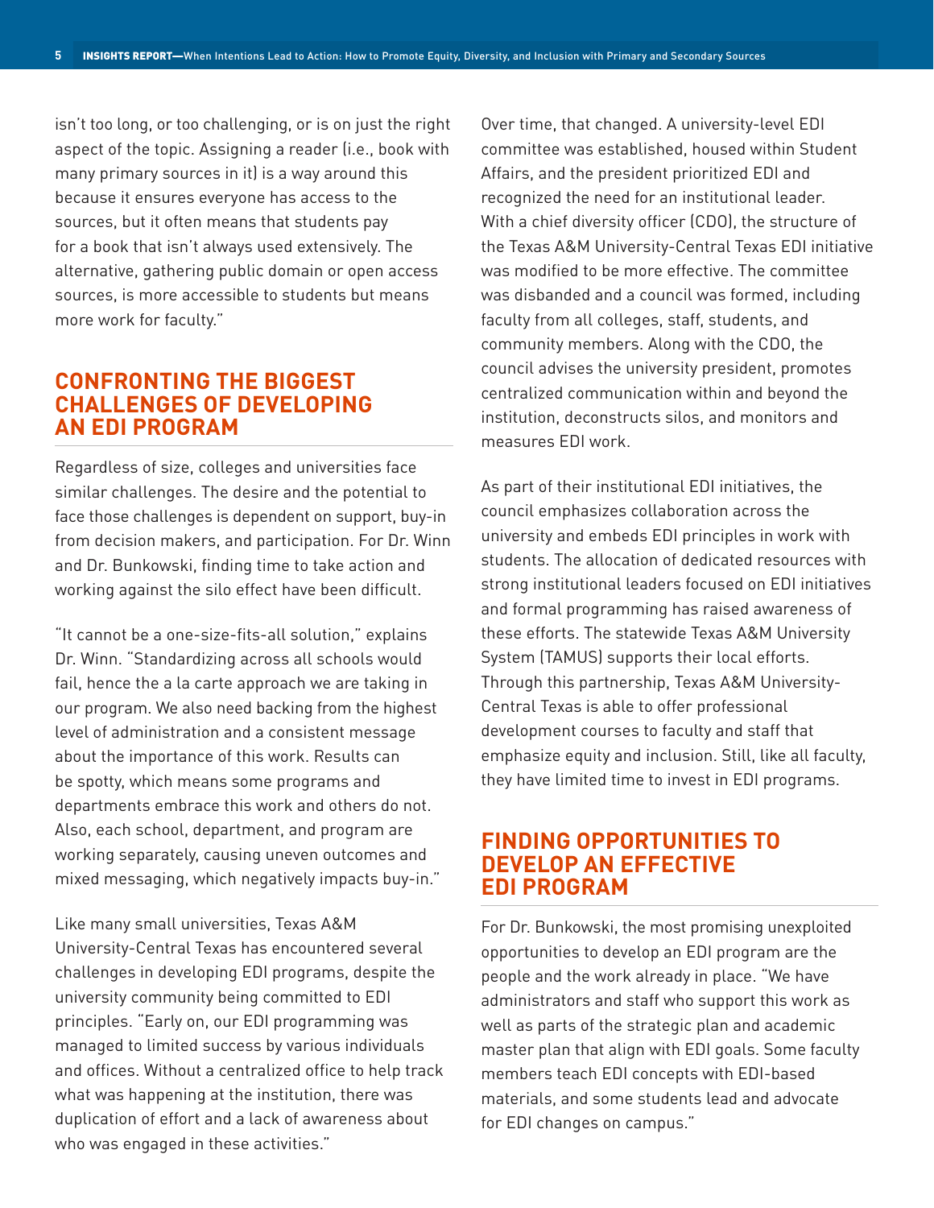isn't too long, or too challenging, or is on just the right aspect of the topic. Assigning a reader (i.e., book with many primary sources in it) is a way around this because it ensures everyone has access to the sources, but it often means that students pay for a book that isn't always used extensively. The alternative, gathering public domain or open access sources, is more accessible to students but means more work for faculty."

## CONFRONTING THE BIGGEST CHALLENGES OF DEVELOPING AN EDI PROGRAM

Regardless of size, colleges and universities face similar challenges. The desire and the potential to face those challenges is dependent on support, buy-in from decision makers, and participation. For Dr. Winn and Dr. Bunkowski, finding time to take action and working against the silo effect have been difficult.

"It cannot be a one-size-fits-all solution," explains Dr. Winn. "Standardizing across all schools would fail, hence the a la carte approach we are taking in our program. We also need backing from the highest level of administration and a consistent message about the importance of this work. Results can be spotty, which means some programs and departments embrace this work and others do not. Also, each school, department, and program are working separately, causing uneven outcomes and mixed messaging, which negatively impacts buy-in."

Like many small universities, Texas A&M University-Central Texas has encountered several challenges in developing EDI programs, despite the university community being committed to EDI principles. "Early on, our EDI programming was managed to limited success by various individuals and offices. Without a centralized office to help track what was happening at the institution, there was duplication of effort and a lack of awareness about who was engaged in these activities."

Over time, that changed. A university-level EDI committee was established, housed within Student Affairs, and the president prioritized EDI and recognized the need for an institutional leader. With a chief diversity officer (CDO), the structure of the Texas A&M University-Central Texas EDI initiative was modified to be more effective. The committee was disbanded and a council was formed, including faculty from all colleges, staff, students, and community members. Along with the CDO, the council advises the university president, promotes centralized communication within and beyond the institution, deconstructs silos, and monitors and measures EDI work.

As part of their institutional EDI initiatives, the council emphasizes collaboration across the university and embeds EDI principles in work with students. The allocation of dedicated resources with strong institutional leaders focused on EDI initiatives and formal programming has raised awareness of these efforts. The statewide Texas A&M University System (TAMUS) supports their local efforts. Through this partnership, Texas A&M University-Central Texas is able to offer professional development courses to faculty and staff that emphasize equity and inclusion. Still, like all faculty, they have limited time to invest in EDI programs.

## FINDING OPPORTUNITIES TO DEVELOP AN EFFECTIVE EDI PROGRAM

For Dr. Bunkowski, the most promising unexploited opportunities to develop an EDI program are the people and the work already in place. "We have administrators and staff who support this work as well as parts of the strategic plan and academic master plan that align with EDI goals. Some faculty members teach EDI concepts with EDI-based materials, and some students lead and advocate for EDI changes on campus."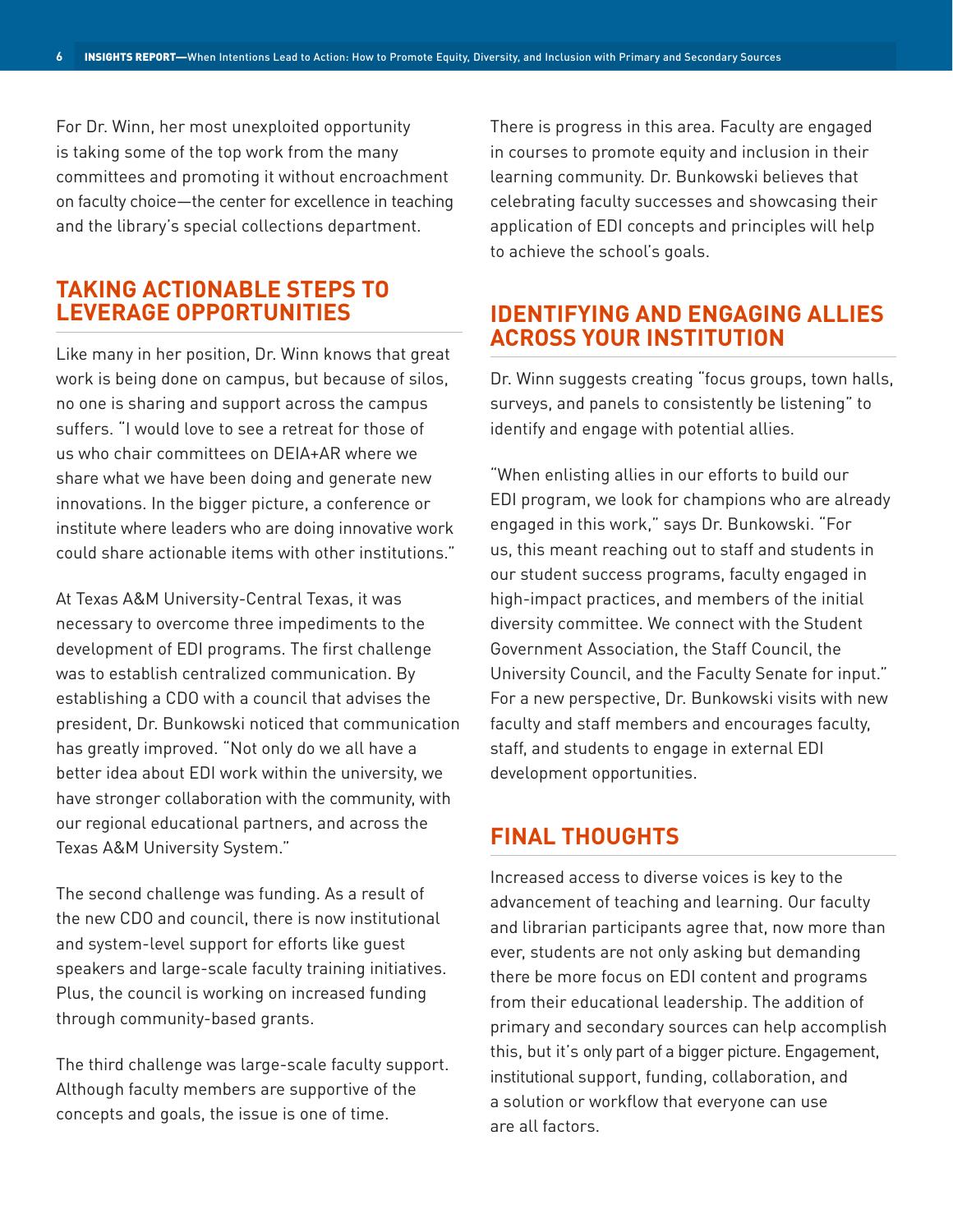For Dr. Winn, her most unexploited opportunity is taking some of the top work from the many committees and promoting it without encroachment on faculty choice—the center for excellence in teaching and the library's special collections department.

## TAKING ACTIONABLE STEPS TO LEVERAGE OPPORTUNITIES

Like many in her position, Dr. Winn knows that great work is being done on campus, but because of silos, no one is sharing and support across the campus suffers. "I would love to see a retreat for those of us who chair committees on DEIA+AR where we share what we have been doing and generate new innovations. In the bigger picture, a conference or institute where leaders who are doing innovative work could share actionable items with other institutions."

At Texas A&M University-Central Texas, it was necessary to overcome three impediments to the development of EDI programs. The first challenge was to establish centralized communication. By establishing a CDO with a council that advises the president, Dr. Bunkowski noticed that communication has greatly improved. "Not only do we all have a better idea about EDI work within the university, we have stronger collaboration with the community, with our regional educational partners, and across the Texas A&M University System."

The second challenge was funding. As a result of the new CDO and council, there is now institutional and system-level support for efforts like guest speakers and large-scale faculty training initiatives. Plus, the council is working on increased funding through community-based grants.

The third challenge was large-scale faculty support. Although faculty members are supportive of the concepts and goals, the issue is one of time.

There is progress in this area. Faculty are engaged in courses to promote equity and inclusion in their learning community. Dr. Bunkowski believes that celebrating faculty successes and showcasing their application of EDI concepts and principles will help to achieve the school's goals.

## IDENTIFYING AND ENGAGING ALLIES ACROSS YOUR INSTITUTION

Dr. Winn suggests creating "focus groups, town halls, surveys, and panels to consistently be listening" to identify and engage with potential allies.

"When enlisting allies in our efforts to build our EDI program, we look for champions who are already engaged in this work," says Dr. Bunkowski. "For us, this meant reaching out to staff and students in our student success programs, faculty engaged in high-impact practices, and members of the initial diversity committee. We connect with the Student Government Association, the Staff Council, the University Council, and the Faculty Senate for input." For a new perspective, Dr. Bunkowski visits with new faculty and staff members and encourages faculty, staff, and students to engage in external EDI development opportunities.

## FINAL THOUGHTS

Increased access to diverse voices is key to the advancement of teaching and learning. Our faculty and librarian participants agree that, now more than ever, students are not only asking but demanding there be more focus on EDI content and programs from their educational leadership. The addition of primary and secondary sources can help accomplish this, but it's only part of a bigger picture. Engagement, institutional support, funding, collaboration, and a solution or workflow that everyone can use are all factors.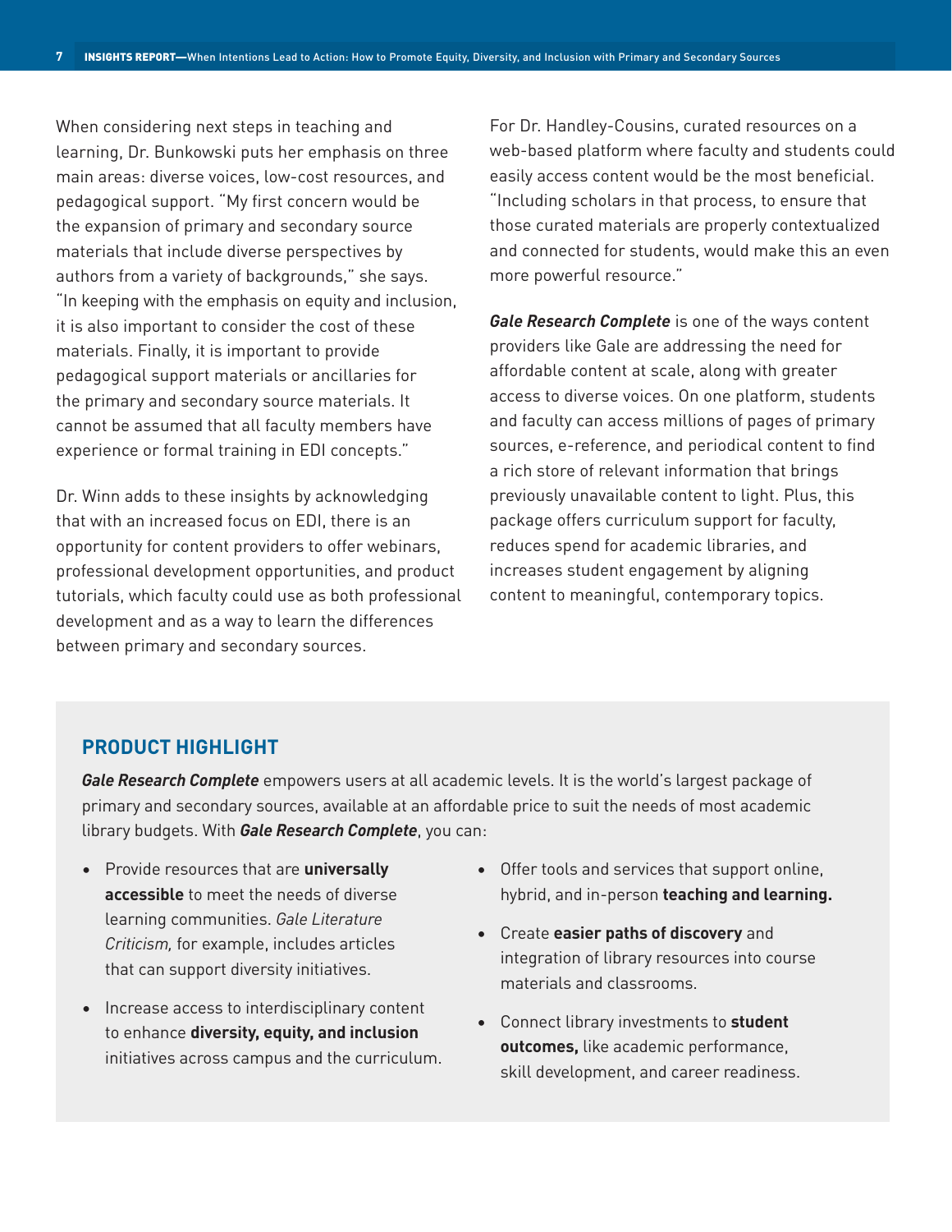When considering next steps in teaching and learning, Dr. Bunkowski puts her emphasis on three main areas: diverse voices, low-cost resources, and pedagogical support. "My first concern would be the expansion of primary and secondary source materials that include diverse perspectives by authors from a variety of backgrounds," she says. "In keeping with the emphasis on equity and inclusion, it is also important to consider the cost of these materials. Finally, it is important to provide pedagogical support materials or ancillaries for the primary and secondary source materials. It cannot be assumed that all faculty members have experience or formal training in EDI concepts."

Dr. Winn adds to these insights by acknowledging that with an increased focus on EDI, there is an opportunity for content providers to offer webinars, professional development opportunities, and product tutorials, which faculty could use as both professional development and as a way to learn the differences between primary and secondary sources.

For Dr. Handley-Cousins, curated resources on a web-based platform where faculty and students could easily access content would be the most beneficial. "Including scholars in that process, to ensure that those curated materials are properly contextualized and connected for students, would make this an even more powerful resource."

***Gale Research Complete*** is one of the ways content providers like Gale are addressing the need for affordable content at scale, along with greater access to diverse voices. On one platform, students and faculty can access millions of pages of primary sources, e-reference, and periodical content to find a rich store of relevant information that brings previously unavailable content to light. Plus, this package offers curriculum support for faculty, reduces spend for academic libraries, and increases student engagement by aligning content to meaningful, contemporary topics.

## PRODUCT HIGHLIGHT

***Gale Research Complete*** empowers users at all academic levels. It is the world's largest package of primary and secondary sources, available at an affordable price to suit the needs of most academic library budgets. With ***Gale Research Complete***, you can:

- Provide resources that are **universally accessible** to meet the needs of diverse learning communities. *Gale Literature Criticism,* for example, includes articles that can support diversity initiatives.
- Increase access to interdisciplinary content to enhance **diversity, equity, and inclusion** initiatives across campus and the curriculum.
- Offer tools and services that support online, hybrid, and in-person **teaching and learning.**
- Create **easier paths of discovery** and integration of library resources into course materials and classrooms.
- Connect library investments to **student outcomes,** like academic performance, skill development, and career readiness.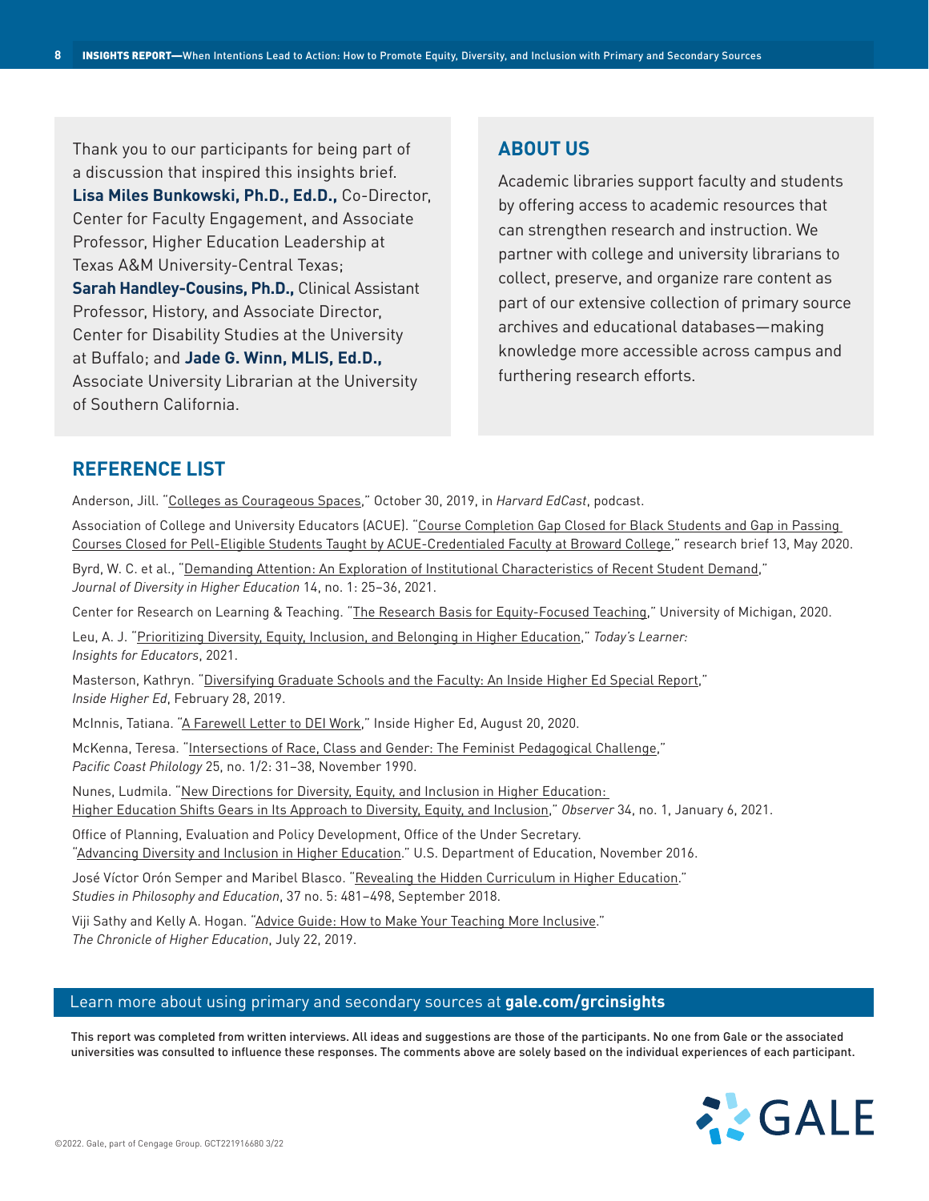Thank you to our participants for being part of a discussion that inspired this insights brief. **Lisa Miles Bunkowski, Ph.D., Ed.D.,** Co-Director, Center for Faculty Engagement, and Associate Professor, Higher Education Leadership at Texas A&M University-Central Texas; **Sarah Handley-Cousins, Ph.D.,** Clinical Assistant Professor, History, and Associate Director, Center for Disability Studies at the University at Buffalo; and **Jade G. Winn, MLIS, Ed.D.,** Associate University Librarian at the University of Southern California.

## ABOUT US

Academic libraries support faculty and students by offering access to academic resources that can strengthen research and instruction. We partner with college and university librarians to collect, preserve, and organize rare content as part of our extensive collection of primary source archives and educational databases—making knowledge more accessible across campus and furthering research efforts.

## REFERENCE LIST

Anderson, Jill. "Colleges as Courageous Spaces," October 30, 2019, in *Harvard EdCast*, podcast.

Association of College and University Educators (ACUE). "Course Completion Gap Closed for Black Students and Gap in Passing Courses Closed for Pell-Eligible Students Taught by ACUE-Credentialed Faculty at Broward College," research brief 13, May 2020.

Byrd, W. C. et al., "Demanding Attention: An Exploration of Institutional Characteristics of Recent Student Demand," *Journal of Diversity in Higher Education* 14, no. 1: 25–36, 2021.

Center for Research on Learning & Teaching. "The Research Basis for Equity-Focused Teaching," University of Michigan, 2020.

Leu, A. J. "Prioritizing Diversity, Equity, Inclusion, and Belonging in Higher Education," *Today's Learner: Insights for Educators*, 2021.

Masterson, Kathryn. "Diversifying Graduate Schools and the Faculty: An Inside Higher Ed Special Report," *Inside Higher Ed*, February 28, 2019.

McInnis, Tatiana. "A Farewell Letter to DEI Work," Inside Higher Ed, August 20, 2020.

McKenna, Teresa. "Intersections of Race, Class and Gender: The Feminist Pedagogical Challenge," *Pacific Coast Philology* 25, no. 1/2: 31–38, November 1990.

Nunes, Ludmila. "New Directions for Diversity, Equity, and Inclusion in Higher Education: Higher Education Shifts Gears in Its Approach to Diversity, Equity, and Inclusion," *Observer* 34, no. 1, January 6, 2021.

Office of Planning, Evaluation and Policy Development, Office of the Under Secretary. "Advancing Diversity and Inclusion in Higher Education." U.S. Department of Education, November 2016.

José Víctor Orón Semper and Maribel Blasco. "Revealing the Hidden Curriculum in Higher Education." *Studies in Philosophy and Education*, 37 no. 5: 481–498, September 2018.

Viji Sathy and Kelly A. Hogan. "Advice Guide: How to Make Your Teaching More Inclusive." *The Chronicle of Higher Education*, July 22, 2019.

Learn more about using primary and secondary sources at **gale.com/grcinsights**

This report was completed from written interviews. All ideas and suggestions are those of the participants. No one from Gale or the associated universities was consulted to influence these responses. The comments above are solely based on the individual experiences of each participant.

GALE

©2022. Gale, part of Cengage Group. GCT221916680 3/22